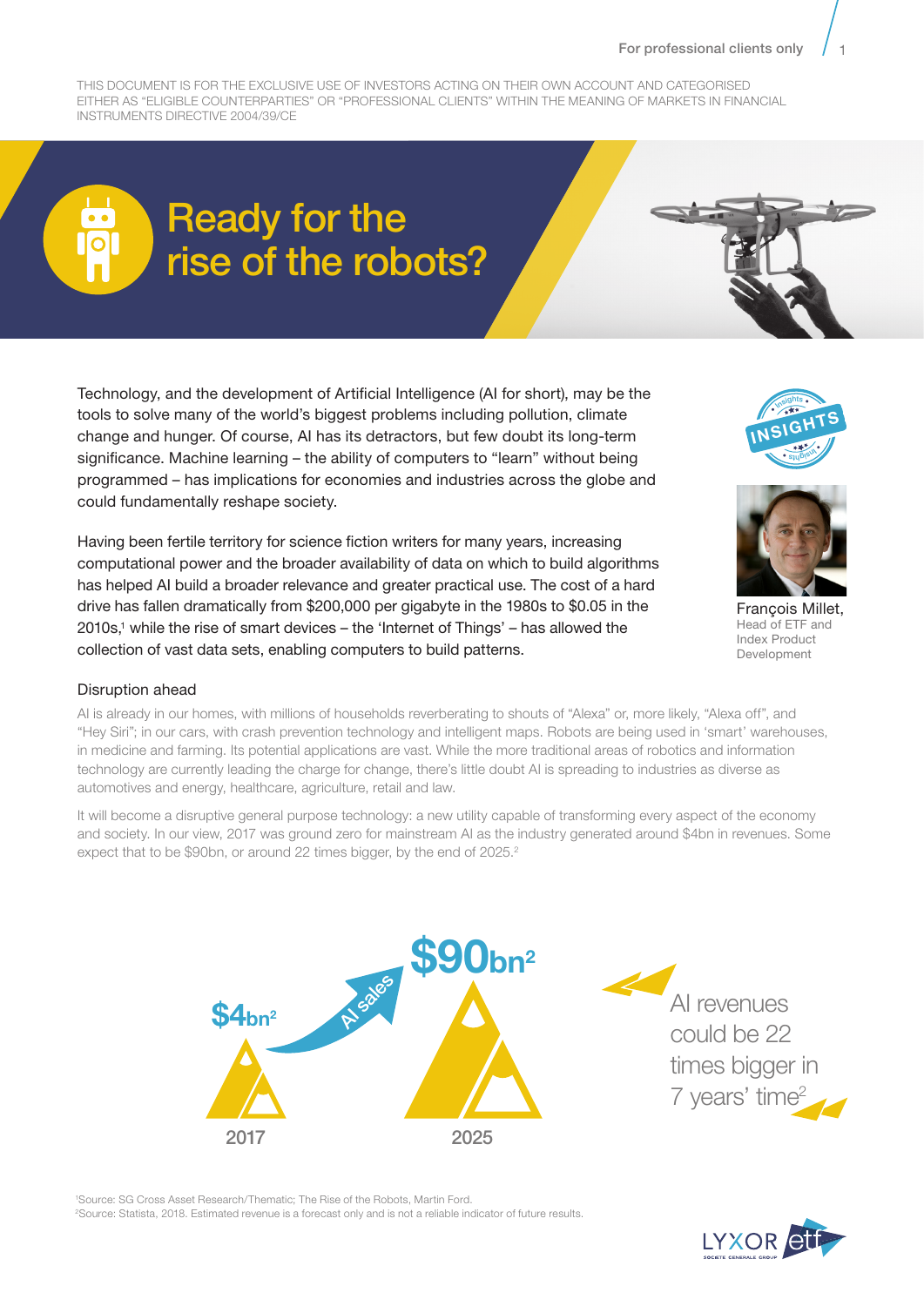THIS DOCUMENT IS FOR THE EXCLUSIVE USE OF INVESTORS ACTING ON THEIR OWN ACCOUNT AND CATEGORISED EITHER AS "ELIGIBLE COUNTERPARTIES" OR "PROFESSIONAL CLIENTS" WITHIN THE MEANING OF MARKETS IN FINANCIAL INSTRUMENTS DIRECTIVE 2004/39/CE

# Ready for the rise of the robots?

Technology, and the development of Artificial Intelligence (AI for short), may be the tools to solve many of the world's biggest problems including pollution, climate change and hunger. Of course, AI has its detractors, but few doubt its long-term significance. Machine learning – the ability of computers to "learn" without being programmed – has implications for economies and industries across the globe and could fundamentally reshape society.

Having been fertile territory for science fiction writers for many years, increasing computational power and the broader availability of data on which to build algorithms has helped AI build a broader relevance and greater practical use. The cost of a hard drive has fallen dramatically from $200,000 per gigabyte in the 1980s to $0.05 in the 2010s,[1] while the rise of smart devices – the 'Internet of Things' – has allowed the collection of vast data sets, enabling computers to build patterns.

François Millet,
Head of ETF and Index Product Development

## Disruption ahead

AI is already in our homes, with millions of households reverberating to shouts of "Alexa" or, more likely, "Alexa off", and "Hey Siri"; in our cars, with crash prevention technology and intelligent maps. Robots are being used in 'smart' warehouses, in medicine and farming. Its potential applications are vast. While the more traditional areas of robotics and information technology are currently leading the charge for change, there's little doubt AI is spreading to industries as diverse as automotives and energy, healthcare, agriculture, retail and law.

It will become a disruptive general purpose technology: a new utility capable of transforming every aspect of the economy and society. In our view, 2017 was ground zero for mainstream AI as the industry generated around $4bn in revenues. Some expect that to be $90bn, or around 22 times bigger, by the end of 2025.[2]

$4bn[2] (2017) — AI sales — $90bn[2] (2025)

AI revenues could be 22 times bigger in 7 years' time[2]

[1]Source: SG Cross Asset Research/Thematic; The Rise of the Robots, Martin Ford.
[2]Source: Statista, 2018. Estimated revenue is a forecast only and is not a reliable indicator of future results.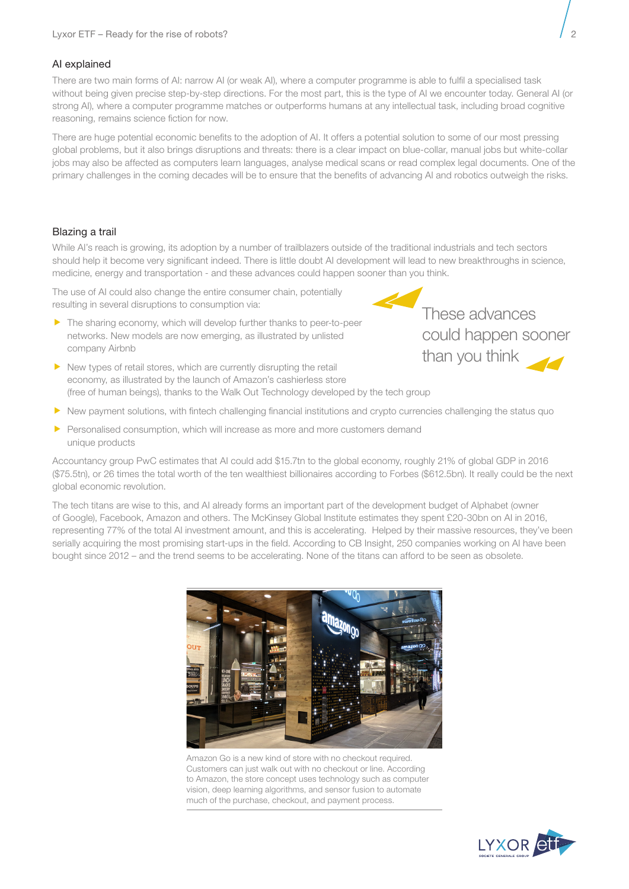## AI explained

There are two main forms of AI: narrow AI (or weak AI), where a computer programme is able to fulfil a specialised task without being given precise step-by-step directions. For the most part, this is the type of AI we encounter today. General AI (or strong AI), where a computer programme matches or outperforms humans at any intellectual task, including broad cognitive reasoning, remains science fiction for now.

There are huge potential economic benefits to the adoption of AI. It offers a potential solution to some of our most pressing global problems, but it also brings disruptions and threats: there is a clear impact on blue-collar, manual jobs but white-collar jobs may also be affected as computers learn languages, analyse medical scans or read complex legal documents. One of the primary challenges in the coming decades will be to ensure that the benefits of advancing AI and robotics outweigh the risks.

## Blazing a trail

While AI's reach is growing, its adoption by a number of trailblazers outside of the traditional industrials and tech sectors should help it become very significant indeed. There is little doubt AI development will lead to new breakthroughs in science, medicine, energy and transportation - and these advances could happen sooner than you think.

> These advances could happen sooner than you think

The use of AI could also change the entire consumer chain, potentially resulting in several disruptions to consumption via:

- The sharing economy, which will develop further thanks to peer-to-peer networks. New models are now emerging, as illustrated by unlisted company Airbnb
- New types of retail stores, which are currently disrupting the retail economy, as illustrated by the launch of Amazon's cashierless store (free of human beings), thanks to the Walk Out Technology developed by the tech group
- New payment solutions, with fintech challenging financial institutions and crypto currencies challenging the status quo
- Personalised consumption, which will increase as more and more customers demand unique products

Accountancy group PwC estimates that AI could add $15.7tn to the global economy, roughly 21% of global GDP in 2016 ($75.5tn), or 26 times the total worth of the ten wealthiest billionaires according to Forbes ($612.5bn). It really could be the next global economic revolution.

The tech titans are wise to this, and AI already forms an important part of the development budget of Alphabet (owner of Google), Facebook, Amazon and others. The McKinsey Global Institute estimates they spent £20-30bn on AI in 2016, representing 77% of the total AI investment amount, and this is accelerating. Helped by their massive resources, they've been serially acquiring the most promising start-ups in the field. According to CB Insight, 250 companies working on AI have been bought since 2012 – and the trend seems to be accelerating. None of the titans can afford to be seen as obsolete.

Amazon Go is a new kind of store with no checkout required. Customers can just walk out with no checkout or line. According to Amazon, the store concept uses technology such as computer vision, deep learning algorithms, and sensor fusion to automate much of the purchase, checkout, and payment process.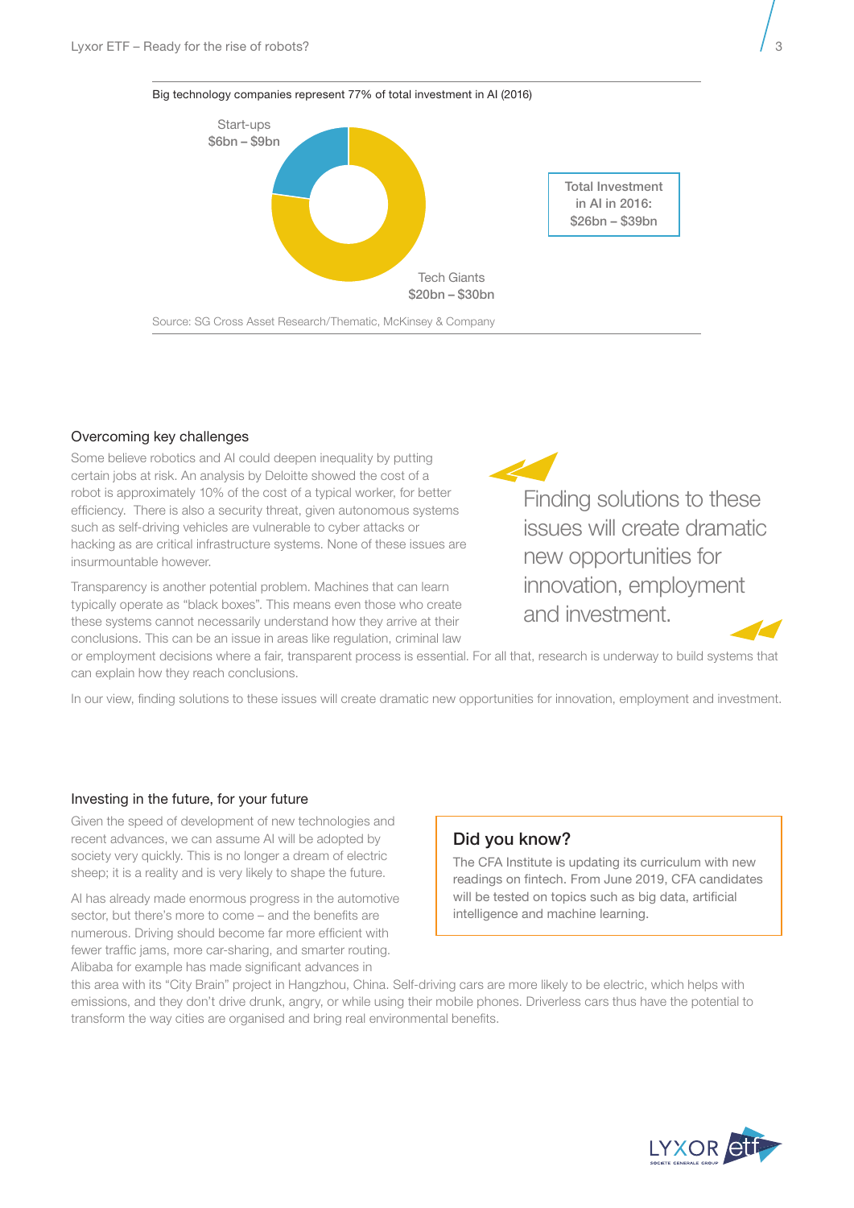Big technology companies represent 77% of total investment in AI (2016)

Start-ups
$6bn – $9bn

Tech Giants
$20bn – $30bn

Total Investment in AI in 2016: $26bn – $39bn

Source: SG Cross Asset Research/Thematic, McKinsey & Company

### Overcoming key challenges

Some believe robotics and AI could deepen inequality by putting certain jobs at risk. An analysis by Deloitte showed the cost of a robot is approximately 10% of the cost of a typical worker, for better efficiency. There is also a security threat, given autonomous systems such as self-driving vehicles are vulnerable to cyber attacks or hacking as are critical infrastructure systems. None of these issues are insurmountable however.

Transparency is another potential problem. Machines that can learn typically operate as “black boxes”. This means even those who create these systems cannot necessarily understand how they arrive at their conclusions. This can be an issue in areas like regulation, criminal law or employment decisions where a fair, transparent process is essential. For all that, research is underway to build systems that can explain how they reach conclusions.

In our view, finding solutions to these issues will create dramatic new opportunities for innovation, employment and investment.

> Finding solutions to these issues will create dramatic new opportunities for innovation, employment and investment.

### Investing in the future, for your future

Given the speed of development of new technologies and recent advances, we can assume AI will be adopted by society very quickly. This is no longer a dream of electric sheep; it is a reality and is very likely to shape the future.

AI has already made enormous progress in the automotive sector, but there’s more to come – and the benefits are numerous. Driving should become far more efficient with fewer traffic jams, more car-sharing, and smarter routing. Alibaba for example has made significant advances in this area with its “City Brain” project in Hangzhou, China. Self-driving cars are more likely to be electric, which helps with emissions, and they don’t drive drunk, angry, or while using their mobile phones. Driverless cars thus have the potential to transform the way cities are organised and bring real environmental benefits.

### Did you know?

The CFA Institute is updating its curriculum with new readings on fintech. From June 2019, CFA candidates will be tested on topics such as big data, artificial intelligence and machine learning.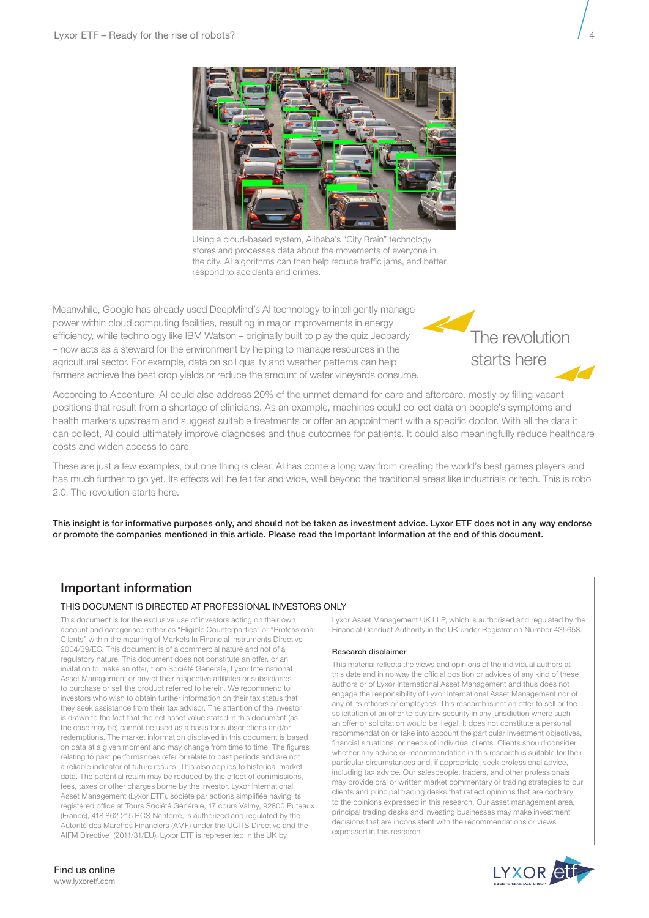Using a cloud-based system, Alibaba's "City Brain" technology stores and processes data about the movements of everyone in the city. AI algorithms can then help reduce traffic jams, and better respond to accidents and crimes.

Meanwhile, Google has already used DeepMind's AI technology to intelligently manage power within cloud computing facilities, resulting in major improvements in energy efficiency, while technology like IBM Watson – originally built to play the quiz Jeopardy – now acts as a steward for the environment by helping to manage resources in the agricultural sector. For example, data on soil quality and weather patterns can help farmers achieve the best crop yields or reduce the amount of water vineyards consume.

The revolution starts here

According to Accenture, AI could also address 20% of the unmet demand for care and aftercare, mostly by filling vacant positions that result from a shortage of clinicians. As an example, machines could collect data on people's symptoms and health markers upstream and suggest suitable treatments or offer an appointment with a specific doctor. With all the data it can collect, AI could ultimately improve diagnoses and thus outcomes for patients. It could also meaningfully reduce healthcare costs and widen access to care.

These are just a few examples, but one thing is clear. AI has come a long way from creating the world's best games players and has much further to go yet. Its effects will be felt far and wide, well beyond the traditional areas like industrials or tech. This is robo 2.0. The revolution starts here.

**This insight is for informative purposes only, and should not be taken as investment advice. Lyxor ETF does not in any way endorse or promote the companies mentioned in this article. Please read the Important Information at the end of this document.**

## Important information

THIS DOCUMENT IS DIRECTED AT PROFESSIONAL INVESTORS ONLY

This document is for the exclusive use of investors acting on their own account and categorised either as "Eligible Counterparties" or "Professional Clients" within the meaning of Markets In Financial Instruments Directive 2004/39/EC. This document is of a commercial nature and not of a regulatory nature. This document does not constitute an offer, or an invitation to make an offer, from Société Générale, Lyxor International Asset Management or any of their respective affiliates or subsidiaries to purchase or sell the product referred to herein. We recommend to investors who wish to obtain further information on their tax status that they seek assistance from their tax advisor. The attention of the investor is drawn to the fact that the net asset value stated in this document (as the case may be) cannot be used as a basis for subscriptions and/or redemptions. The market information displayed in this document is based on data at a given moment and may change from time to time. The figures relating to past performances refer or relate to past periods and are not a reliable indicator of future results. This also applies to historical market data. The potential return may be reduced by the effect of commissions, fees, taxes or other charges borne by the investor. Lyxor International Asset Management (Lyxor ETF), société par actions simplifiée having its registered office at Tours Société Générale, 17 cours Valmy, 92800 Puteaux (France), 418 862 215 RCS Nanterre, is authorized and regulated by the Autorité des Marchés Financiers (AMF) under the UCITS Directive and the AIFM Directive (2011/31/EU). Lyxor ETF is represented in the UK by Lyxor Asset Management UK LLP, which is authorised and regulated by the Financial Conduct Authority in the UK under Registration Number 435658.

**Research disclaimer**

This material reflects the views and opinions of the individual authors at this date and in no way the official position or advices of any kind of these authors or of Lyxor International Asset Management and thus does not engage the responsibility of Lyxor International Asset Management nor of any of its officers or employees. This research is not an offer to sell or the solicitation of an offer to buy any security in any jurisdiction where such an offer or solicitation would be illegal. It does not constitute a personal recommendation or take into account the particular investment objectives, financial situations, or needs of individual clients. Clients should consider whether any advice or recommendation in this research is suitable for their particular circumstances and, if appropriate, seek professional advice, including tax advice. Our salespeople, traders, and other professionals may provide oral or written market commentary or trading strategies to our clients and principal trading desks that reflect opinions that are contrary to the opinions expressed in this research. Our asset management area, principal trading desks and investing businesses may make investment decisions that are inconsistent with the recommendations or views expressed in this research.

Find us online
www.lyxoretf.com